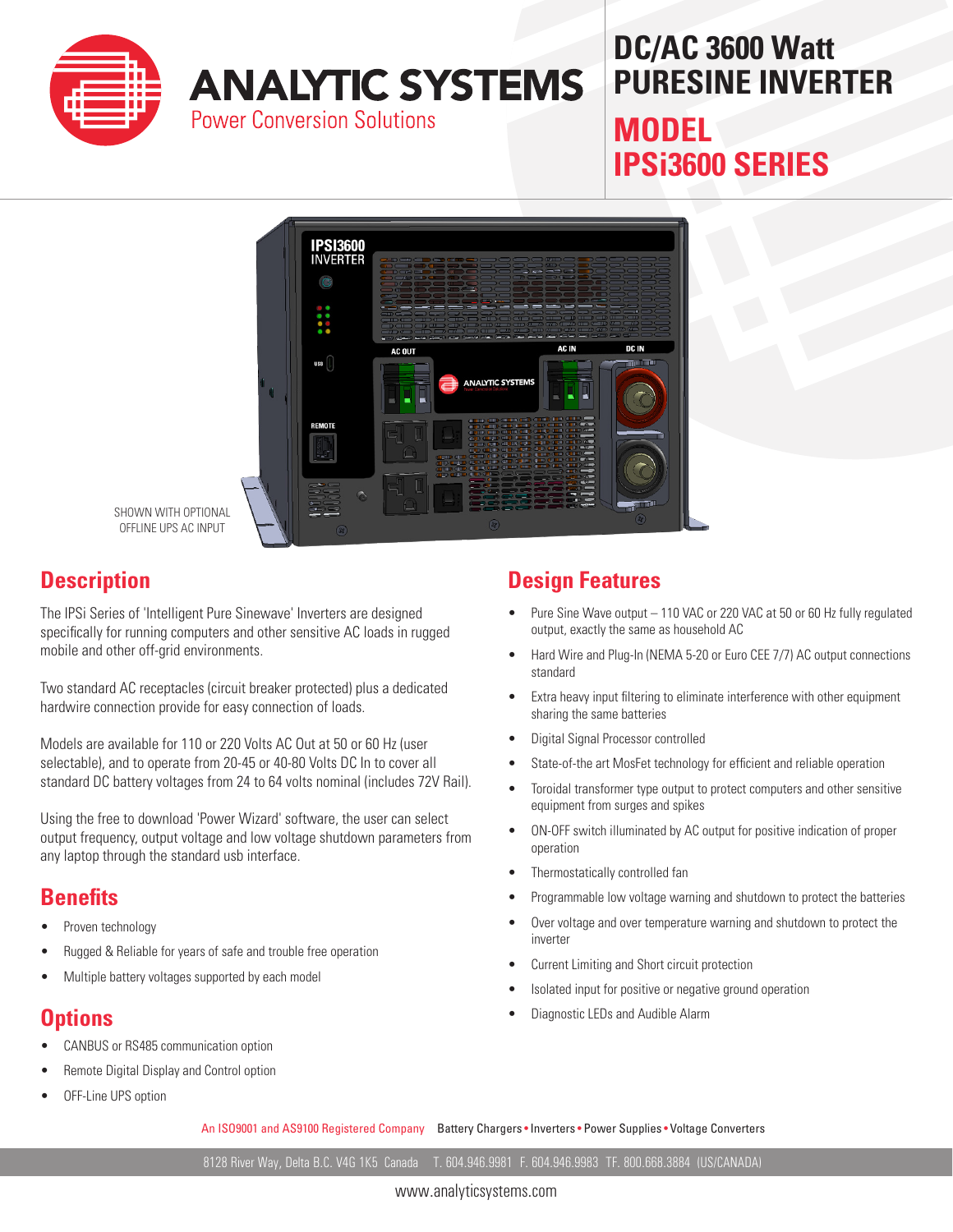# ANALYTIC SYSTEMS

Power Conversion Solutions

# DC/AC 3600 Watt PURESINE INVERTER

# MODEL IPSi3600 SERIES

SHOWN WITH OPTIONAL OFFLINE UPS AC INPUT

## Description

The IPSi Series of 'Intelligent Pure Sinewave' Inverters are designed specifically for running computers and other sensitive AC loads in rugged mobile and other off-grid environments.

Two standard AC receptacles (circuit breaker protected) plus a dedicated hardwire connection provide for easy connection of loads.

Models are available for 110 or 220 Volts AC Out at 50 or 60 Hz (user selectable), and to operate from 20-45 or 40-80 Volts DC In to cover all standard DC battery voltages from 24 to 64 volts nominal (includes 72V Rail).

Using the free to download 'Power Wizard' software, the user can select output frequency, output voltage and low voltage shutdown parameters from any laptop through the standard usb interface.

## Benefits

- Proven technology
- Rugged & Reliable for years of safe and trouble free operation
- Multiple battery voltages supported by each model

## Options

- CANBUS or RS485 communication option
- Remote Digital Display and Control option
- OFF-Line UPS option

## Design Features

- Pure Sine Wave output – 110 VAC or 220 VAC at 50 or 60 Hz fully regulated output, exactly the same as household AC
- Hard Wire and Plug-In (NEMA 5-20 or Euro CEE 7/7) AC output connections standard
- Extra heavy input filtering to eliminate interference with other equipment sharing the same batteries
- Digital Signal Processor controlled
- State-of-the art MosFet technology for efficient and reliable operation
- Toroidal transformer type output to protect computers and other sensitive equipment from surges and spikes
- ON-OFF switch illuminated by AC output for positive indication of proper operation
- Thermostatically controlled fan
- Programmable low voltage warning and shutdown to protect the batteries
- Over voltage and over temperature warning and shutdown to protect the inverter
- Current Limiting and Short circuit protection
- Isolated input for positive or negative ground operation
- Diagnostic LEDs and Audible Alarm

An ISO9001 and AS9100 Registered Company Battery Chargers • Inverters • Power Supplies • Voltage Converters

8128 River Way, Delta B.C. V4G 1K5 Canada T. 604.946.9981 F. 604.946.9983 TF. 800.668.3884 (US/CANADA)

www.analyticsystems.com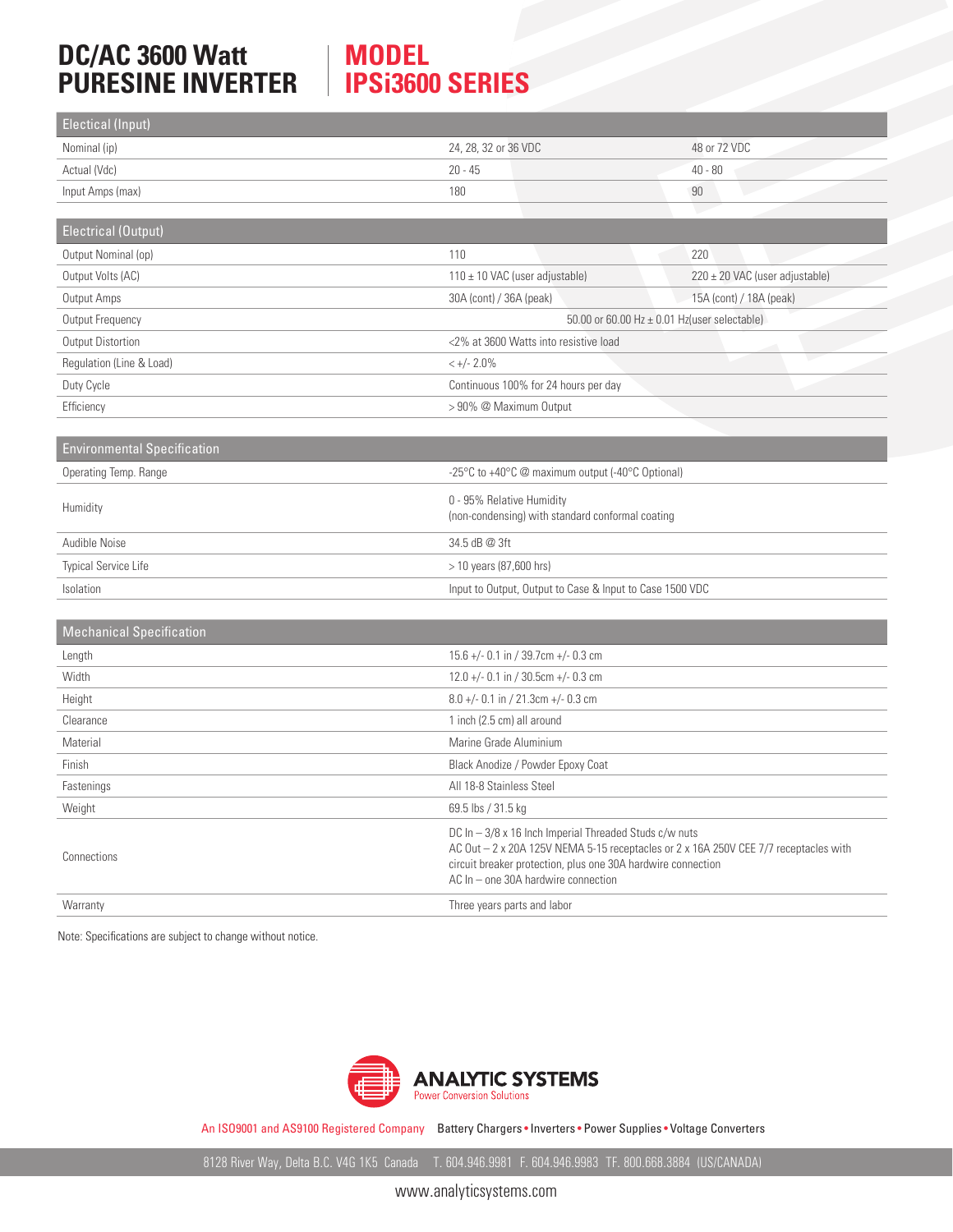# DC/AC 3600 Watt PURESINE INVERTER

# MODEL IPSi3600 SERIES

| Electical (Input) | | |
|---|---|---|
| Nominal (ip) | 24, 28, 32 or 36 VDC | 48 or 72 VDC |
| Actual (Vdc) | 20 - 45 | 40 - 80 |
| Input Amps (max) | 180 | 90 |

| Electrical (Output) | | |
|---|---|---|
| Output Nominal (op) | 110 | 220 |
| Output Volts (AC) | 110 ± 10 VAC (user adjustable) | 220 ± 20 VAC (user adjustable) |
| Output Amps | 30A (cont) / 36A (peak) | 15A (cont) / 18A (peak) |
| Output Frequency | 50.00 or 60.00 Hz ± 0.01 Hz(user selectable) | |
| Output Distortion | <2% at 3600 Watts into resistive load | |
| Regulation (Line & Load) | < +/- 2.0% | |
| Duty Cycle | Continuous 100% for 24 hours per day | |
| Efficiency | > 90% @ Maximum Output | |

| Environmental Specification | |
|---|---|
| Operating Temp. Range | -25°C to +40°C @ maximum output (-40°C Optional) |
| Humidity | 0 - 95% Relative Humidity (non-condensing) with standard conformal coating |
| Audible Noise | 34.5 dB @ 3ft |
| Typical Service Life | > 10 years (87,600 hrs) |
| Isolation | Input to Output, Output to Case & Input to Case 1500 VDC |

| Mechanical Specification | |
|---|---|
| Length | 15.6 +/- 0.1 in / 39.7cm +/- 0.3 cm |
| Width | 12.0 +/- 0.1 in / 30.5cm +/- 0.3 cm |
| Height | 8.0 +/- 0.1 in / 21.3cm +/- 0.3 cm |
| Clearance | 1 inch (2.5 cm) all around |
| Material | Marine Grade Aluminium |
| Finish | Black Anodize / Powder Epoxy Coat |
| Fastenings | All 18-8 Stainless Steel |
| Weight | 69.5 lbs / 31.5 kg |
| Connections | DC In – 3/8 x 16 Inch Imperial Threaded Studs c/w nuts<br>AC Out – 2 x 20A 125V NEMA 5-15 receptacles or 2 x 16A 250V CEE 7/7 receptacles with circuit breaker protection, plus one 30A hardwire connection<br>AC In – one 30A hardwire connection |
| Warranty | Three years parts and labor |

Note: Specifications are subject to change without notice.

**ANALYTIC SYSTEMS**
Power Conversion Solutions

An ISO9001 and AS9100 Registered Company   Battery Chargers • Inverters • Power Supplies • Voltage Converters

8128 River Way, Delta B.C. V4G 1K5 Canada   T. 604.946.9981 F. 604.946.9983 TF. 800.668.3884 (US/CANADA)

www.analyticsystems.com